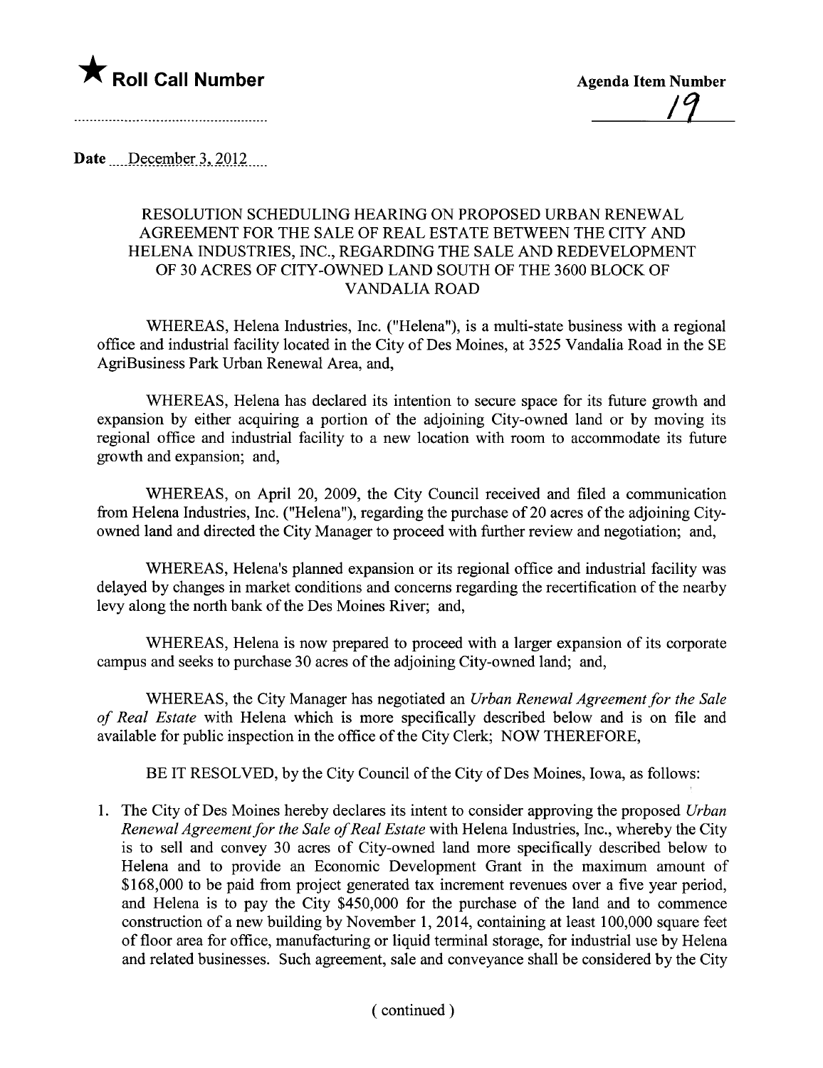★ **Roll Call Number**

**Agenda Item Number**

19

Date December 3, 2012

RESOLUTION SCHEDULING HEARING ON PROPOSED URBAN RENEWAL AGREEMENT FOR THE SALE OF REAL ESTATE BETWEEN THE CITY AND HELENA INDUSTRIES, INC., REGARDING THE SALE AND REDEVELOPMENT OF 30 ACRES OF CITY-OWNED LAND SOUTH OF THE 3600 BLOCK OF VANDALIA ROAD

WHEREAS, Helena Industries, Inc. ("Helena"), is a multi-state business with a regional office and industrial facility located in the City of Des Moines, at 3525 Vandalia Road in the SE AgriBusiness Park Urban Renewal Area, and,

WHEREAS, Helena has declared its intention to secure space for its future growth and expansion by either acquiring a portion of the adjoining City-owned land or by moving its regional office and industrial facility to a new location with room to accommodate its future growth and expansion; and,

WHEREAS, on April 20, 2009, the City Council received and filed a communication from Helena Industries, Inc. ("Helena"), regarding the purchase of 20 acres of the adjoining City-owned land and directed the City Manager to proceed with further review and negotiation; and,

WHEREAS, Helena's planned expansion or its regional office and industrial facility was delayed by changes in market conditions and concerns regarding the recertification of the nearby levy along the north bank of the Des Moines River; and,

WHEREAS, Helena is now prepared to proceed with a larger expansion of its corporate campus and seeks to purchase 30 acres of the adjoining City-owned land; and,

WHEREAS, the City Manager has negotiated an *Urban Renewal Agreement for the Sale of Real Estate* with Helena which is more specifically described below and is on file and available for public inspection in the office of the City Clerk; NOW THEREFORE,

BE IT RESOLVED, by the City Council of the City of Des Moines, Iowa, as follows:

1. The City of Des Moines hereby declares its intent to consider approving the proposed *Urban Renewal Agreement for the Sale of Real Estate* with Helena Industries, Inc., whereby the City is to sell and convey 30 acres of City-owned land more specifically described below to Helena and to provide an Economic Development Grant in the maximum amount of $168,000 to be paid from project generated tax increment revenues over a five year period, and Helena is to pay the City $450,000 for the purchase of the land and to commence construction of a new building by November 1, 2014, containing at least 100,000 square feet of floor area for office, manufacturing or liquid terminal storage, for industrial use by Helena and related businesses. Such agreement, sale and conveyance shall be considered by the City

( continued )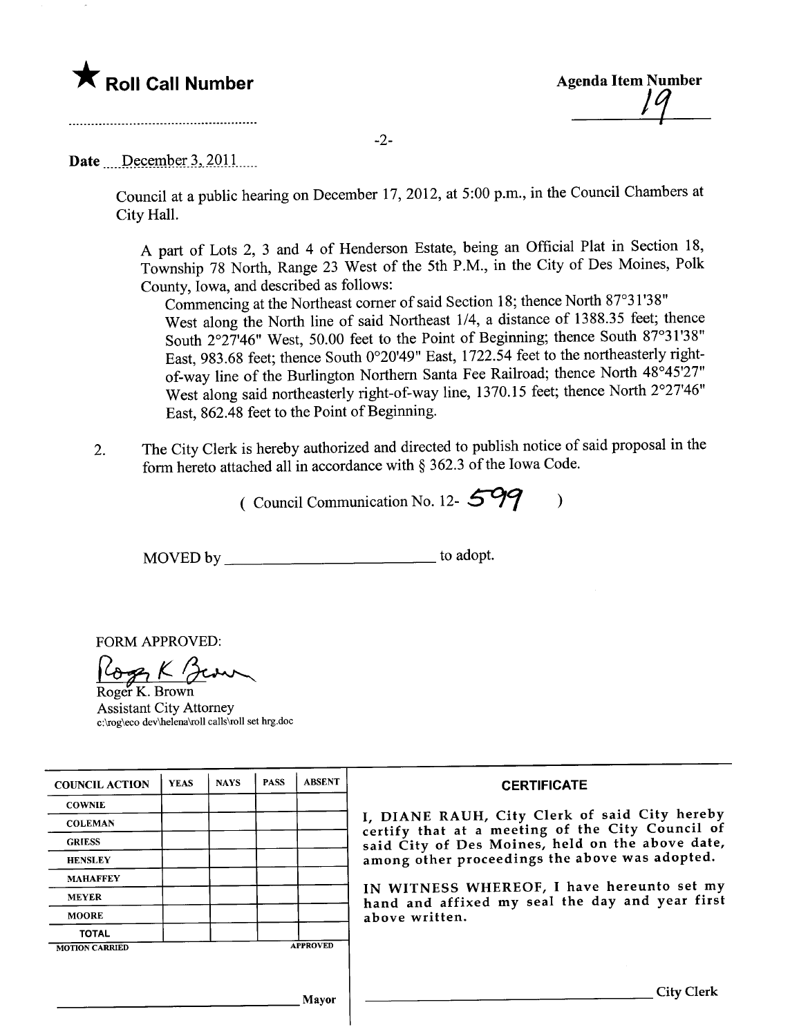★ **Roll Call Number**

..................................................

**Agenda Item Number**

19

-2-

**Date** December 3, 2011

Council at a public hearing on December 17, 2012, at 5:00 p.m., in the Council Chambers at City Hall.

A part of Lots 2, 3 and 4 of Henderson Estate, being an Official Plat in Section 18, Township 78 North, Range 23 West of the 5th P.M., in the City of Des Moines, Polk County, Iowa, and described as follows:

Commencing at the Northeast corner of said Section 18; thence North 87°31'38" West along the North line of said Northeast 1/4, a distance of 1388.35 feet; thence South 2°27'46" West, 50.00 feet to the Point of Beginning; thence South 87°31'38" East, 983.68 feet; thence South 0°20'49" East, 1722.54 feet to the northeasterly right-of-way line of the Burlington Northern Santa Fee Railroad; thence North 48°45'27" West along said northeasterly right-of-way line, 1370.15 feet; thence North 2°27'46" East, 862.48 feet to the Point of Beginning.

2. The City Clerk is hereby authorized and directed to publish notice of said proposal in the form hereto attached all in accordance with § 362.3 of the Iowa Code.

( Council Communication No. 12- 599 )

MOVED by ________________________ to adopt.

FORM APPROVED:

Roger K. Brown
Assistant City Attorney
c:\rog\eco dev\helena\roll calls\roll set hrg.doc

| COUNCIL ACTION | YEAS | NAYS | PASS | ABSENT |
|---|---|---|---|---|
| COWNIE | | | | |
| COLEMAN | | | | |
| GRIESS | | | | |
| HENSLEY | | | | |
| MAHAFFEY | | | | |
| MEYER | | | | |
| MOORE | | | | |
| TOTAL | | | | |

MOTION CARRIED APPROVED

________________________ Mayor

**CERTIFICATE**

I, DIANE RAUH, City Clerk of said City hereby certify that at a meeting of the City Council of said City of Des Moines, held on the above date, among other proceedings the above was adopted.

IN WITNESS WHEREOF, I have hereunto set my hand and affixed my seal the day and year first above written.

________________________ City Clerk